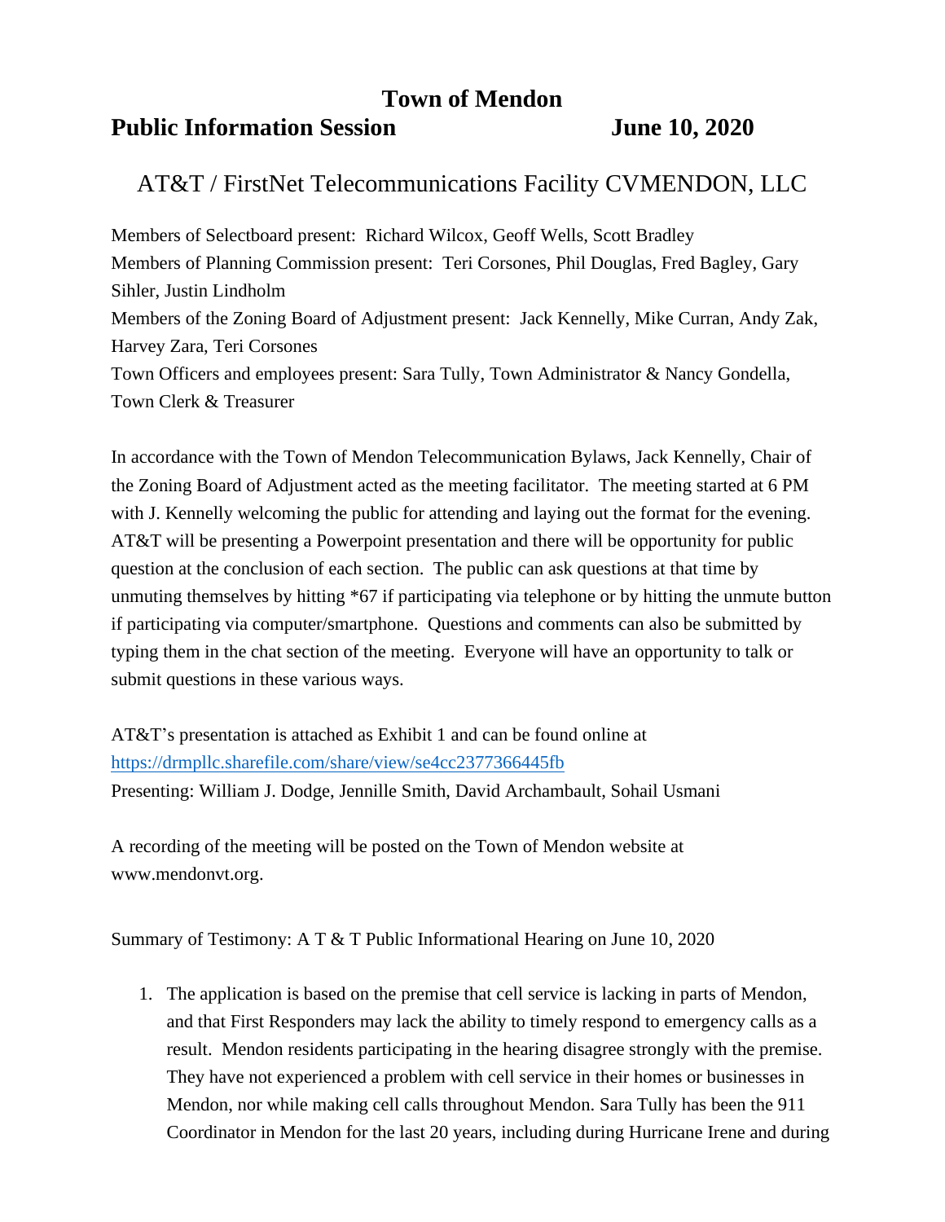# Town of Mendon

## Public Information Session — June 10, 2020

### AT&T / FirstNet Telecommunications Facility CVMENDON, LLC

Members of Selectboard present: Richard Wilcox, Geoff Wells, Scott Bradley
Members of Planning Commission present: Teri Corsones, Phil Douglas, Fred Bagley, Gary Sihler, Justin Lindholm
Members of the Zoning Board of Adjustment present: Jack Kennelly, Mike Curran, Andy Zak, Harvey Zara, Teri Corsones
Town Officers and employees present: Sara Tully, Town Administrator & Nancy Gondella, Town Clerk & Treasurer

In accordance with the Town of Mendon Telecommunication Bylaws, Jack Kennelly, Chair of the Zoning Board of Adjustment acted as the meeting facilitator. The meeting started at 6 PM with J. Kennelly welcoming the public for attending and laying out the format for the evening. AT&T will be presenting a Powerpoint presentation and there will be opportunity for public question at the conclusion of each section. The public can ask questions at that time by unmuting themselves by hitting *67 if participating via telephone or by hitting the unmute button if participating via computer/smartphone. Questions and comments can also be submitted by typing them in the chat section of the meeting. Everyone will have an opportunity to talk or submit questions in these various ways.

AT&T's presentation is attached as Exhibit 1 and can be found online at [https://drmpllc.sharefile.com/share/view/se4cc2377366445fb](https://drmpllc.sharefile.com/share/view/se4cc2377366445fb)
Presenting: William J. Dodge, Jennille Smith, David Archambault, Sohail Usmani

A recording of the meeting will be posted on the Town of Mendon website at www.mendonvt.org.

Summary of Testimony: A T & T Public Informational Hearing on June 10, 2020

1. The application is based on the premise that cell service is lacking in parts of Mendon, and that First Responders may lack the ability to timely respond to emergency calls as a result. Mendon residents participating in the hearing disagree strongly with the premise. They have not experienced a problem with cell service in their homes or businesses in Mendon, nor while making cell calls throughout Mendon. Sara Tully has been the 911 Coordinator in Mendon for the last 20 years, including during Hurricane Irene and during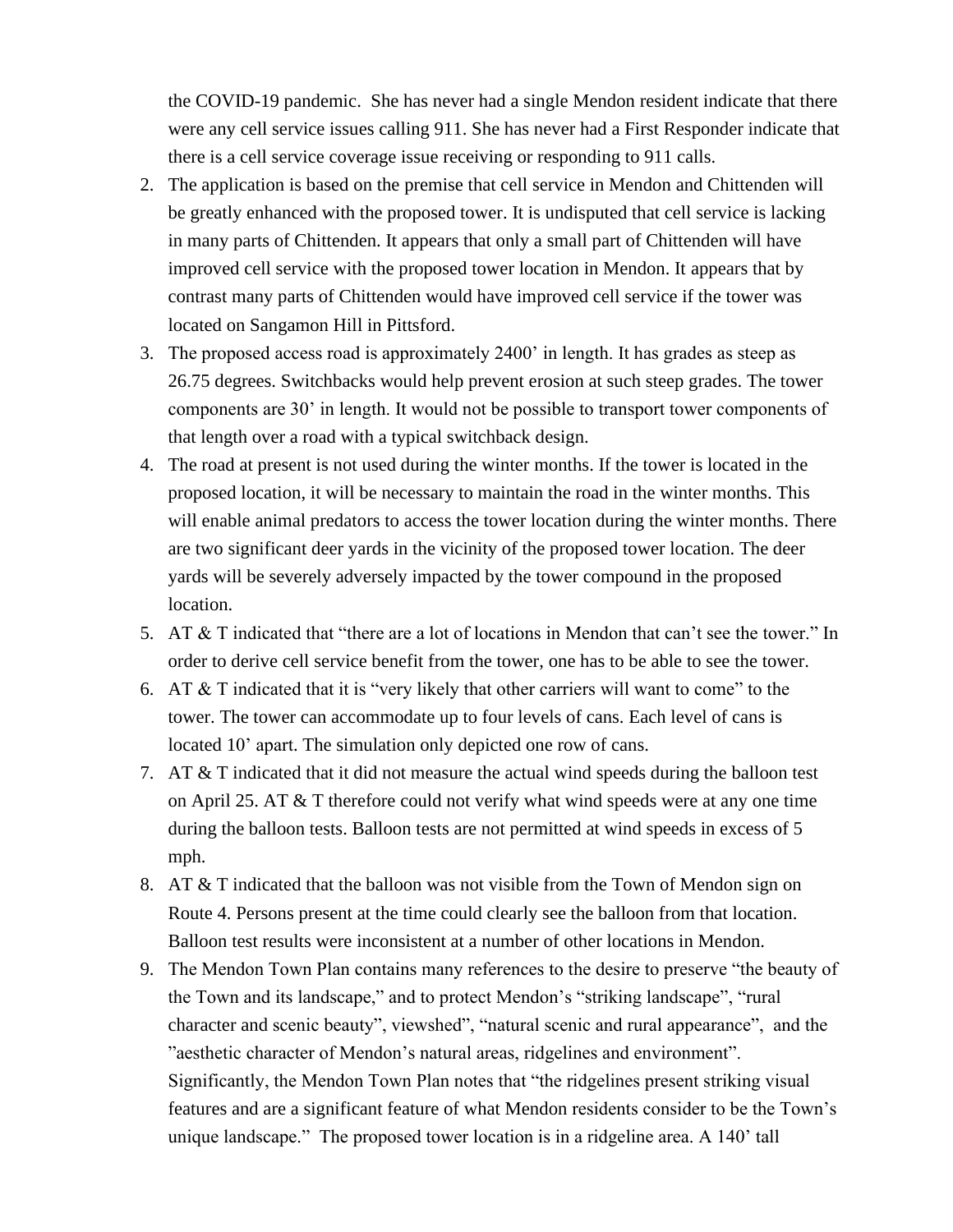the COVID-19 pandemic. She has never had a single Mendon resident indicate that there were any cell service issues calling 911. She has never had a First Responder indicate that there is a cell service coverage issue receiving or responding to 911 calls.

2. The application is based on the premise that cell service in Mendon and Chittenden will be greatly enhanced with the proposed tower. It is undisputed that cell service is lacking in many parts of Chittenden. It appears that only a small part of Chittenden will have improved cell service with the proposed tower location in Mendon. It appears that by contrast many parts of Chittenden would have improved cell service if the tower was located on Sangamon Hill in Pittsford.
3. The proposed access road is approximately 2400' in length. It has grades as steep as 26.75 degrees. Switchbacks would help prevent erosion at such steep grades. The tower components are 30' in length. It would not be possible to transport tower components of that length over a road with a typical switchback design.
4. The road at present is not used during the winter months. If the tower is located in the proposed location, it will be necessary to maintain the road in the winter months. This will enable animal predators to access the tower location during the winter months. There are two significant deer yards in the vicinity of the proposed tower location. The deer yards will be severely adversely impacted by the tower compound in the proposed location.
5. AT & T indicated that "there are a lot of locations in Mendon that can't see the tower." In order to derive cell service benefit from the tower, one has to be able to see the tower.
6. AT & T indicated that it is "very likely that other carriers will want to come" to the tower. The tower can accommodate up to four levels of cans. Each level of cans is located 10' apart. The simulation only depicted one row of cans.
7. AT & T indicated that it did not measure the actual wind speeds during the balloon test on April 25. AT & T therefore could not verify what wind speeds were at any one time during the balloon tests. Balloon tests are not permitted at wind speeds in excess of 5 mph.
8. AT & T indicated that the balloon was not visible from the Town of Mendon sign on Route 4. Persons present at the time could clearly see the balloon from that location. Balloon test results were inconsistent at a number of other locations in Mendon.
9. The Mendon Town Plan contains many references to the desire to preserve "the beauty of the Town and its landscape," and to protect Mendon's "striking landscape", "rural character and scenic beauty", viewshed", "natural scenic and rural appearance", and the "aesthetic character of Mendon's natural areas, ridgelines and environment". Significantly, the Mendon Town Plan notes that "the ridgelines present striking visual features and are a significant feature of what Mendon residents consider to be the Town's unique landscape." The proposed tower location is in a ridgeline area. A 140' tall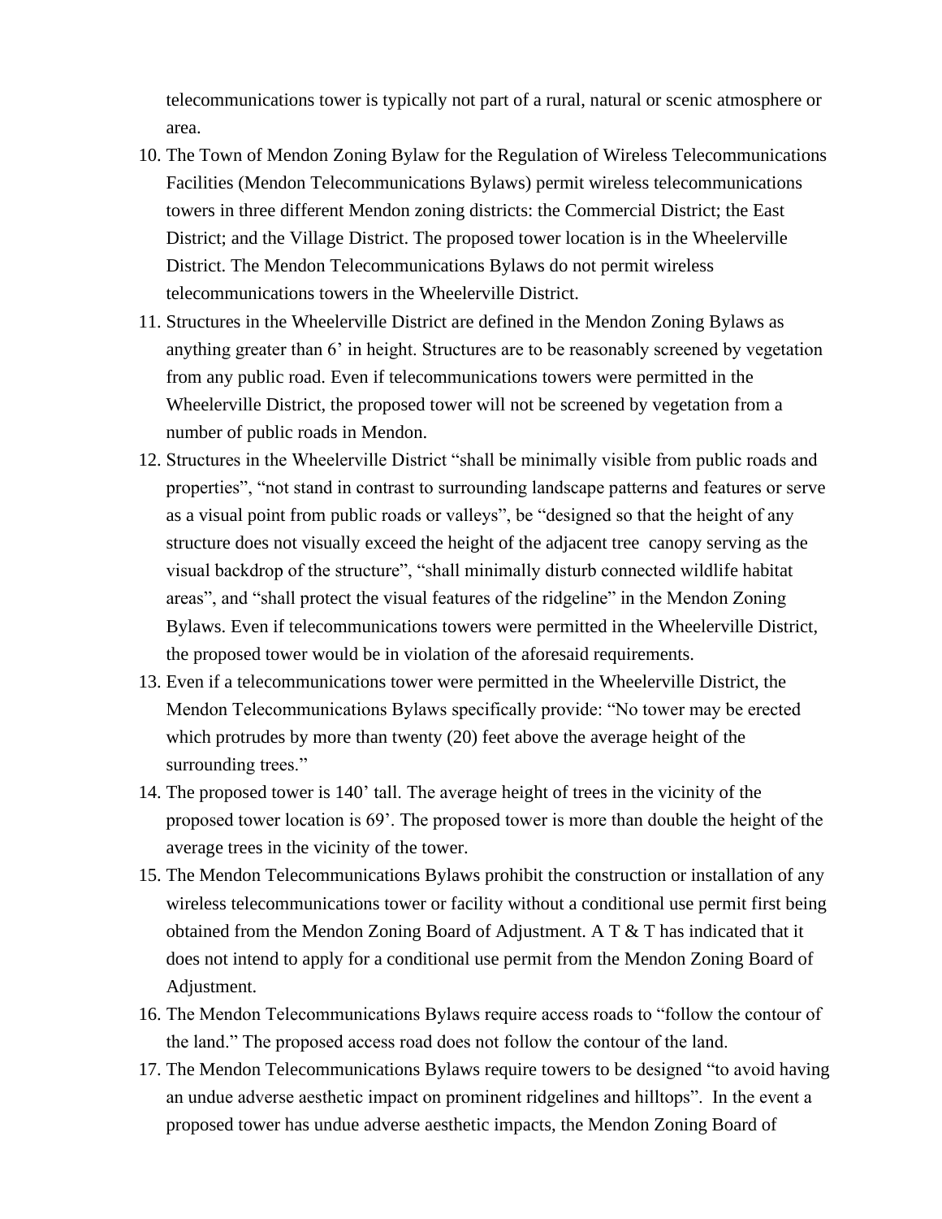telecommunications tower is typically not part of a rural, natural or scenic atmosphere or area.

10. The Town of Mendon Zoning Bylaw for the Regulation of Wireless Telecommunications Facilities (Mendon Telecommunications Bylaws) permit wireless telecommunications towers in three different Mendon zoning districts: the Commercial District; the East District; and the Village District. The proposed tower location is in the Wheelerville District. The Mendon Telecommunications Bylaws do not permit wireless telecommunications towers in the Wheelerville District.
11. Structures in the Wheelerville District are defined in the Mendon Zoning Bylaws as anything greater than 6' in height. Structures are to be reasonably screened by vegetation from any public road. Even if telecommunications towers were permitted in the Wheelerville District, the proposed tower will not be screened by vegetation from a number of public roads in Mendon.
12. Structures in the Wheelerville District "shall be minimally visible from public roads and properties", "not stand in contrast to surrounding landscape patterns and features or serve as a visual point from public roads or valleys", be "designed so that the height of any structure does not visually exceed the height of the adjacent tree canopy serving as the visual backdrop of the structure", "shall minimally disturb connected wildlife habitat areas", and "shall protect the visual features of the ridgeline" in the Mendon Zoning Bylaws. Even if telecommunications towers were permitted in the Wheelerville District, the proposed tower would be in violation of the aforesaid requirements.
13. Even if a telecommunications tower were permitted in the Wheelerville District, the Mendon Telecommunications Bylaws specifically provide: "No tower may be erected which protrudes by more than twenty (20) feet above the average height of the surrounding trees."
14. The proposed tower is 140' tall. The average height of trees in the vicinity of the proposed tower location is 69'. The proposed tower is more than double the height of the average trees in the vicinity of the tower.
15. The Mendon Telecommunications Bylaws prohibit the construction or installation of any wireless telecommunications tower or facility without a conditional use permit first being obtained from the Mendon Zoning Board of Adjustment. A T & T has indicated that it does not intend to apply for a conditional use permit from the Mendon Zoning Board of Adjustment.
16. The Mendon Telecommunications Bylaws require access roads to "follow the contour of the land." The proposed access road does not follow the contour of the land.
17. The Mendon Telecommunications Bylaws require towers to be designed "to avoid having an undue adverse aesthetic impact on prominent ridgelines and hilltops". In the event a proposed tower has undue adverse aesthetic impacts, the Mendon Zoning Board of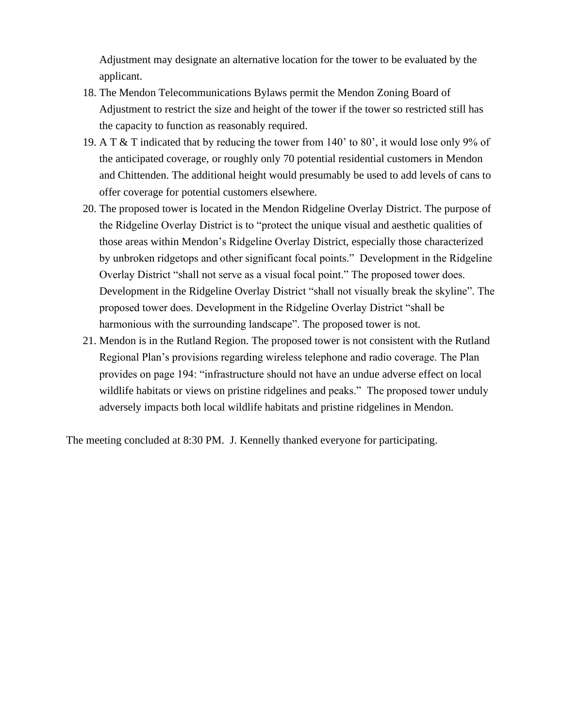Adjustment may designate an alternative location for the tower to be evaluated by the applicant.

18. The Mendon Telecommunications Bylaws permit the Mendon Zoning Board of Adjustment to restrict the size and height of the tower if the tower so restricted still has the capacity to function as reasonably required.
19. A T & T indicated that by reducing the tower from 140' to 80', it would lose only 9% of the anticipated coverage, or roughly only 70 potential residential customers in Mendon and Chittenden. The additional height would presumably be used to add levels of cans to offer coverage for potential customers elsewhere.
20. The proposed tower is located in the Mendon Ridgeline Overlay District. The purpose of the Ridgeline Overlay District is to "protect the unique visual and aesthetic qualities of those areas within Mendon's Ridgeline Overlay District, especially those characterized by unbroken ridgetops and other significant focal points." Development in the Ridgeline Overlay District "shall not serve as a visual focal point." The proposed tower does. Development in the Ridgeline Overlay District "shall not visually break the skyline". The proposed tower does. Development in the Ridgeline Overlay District "shall be harmonious with the surrounding landscape". The proposed tower is not.
21. Mendon is in the Rutland Region. The proposed tower is not consistent with the Rutland Regional Plan's provisions regarding wireless telephone and radio coverage. The Plan provides on page 194: "infrastructure should not have an undue adverse effect on local wildlife habitats or views on pristine ridgelines and peaks." The proposed tower unduly adversely impacts both local wildlife habitats and pristine ridgelines in Mendon.

The meeting concluded at 8:30 PM. J. Kennelly thanked everyone for participating.